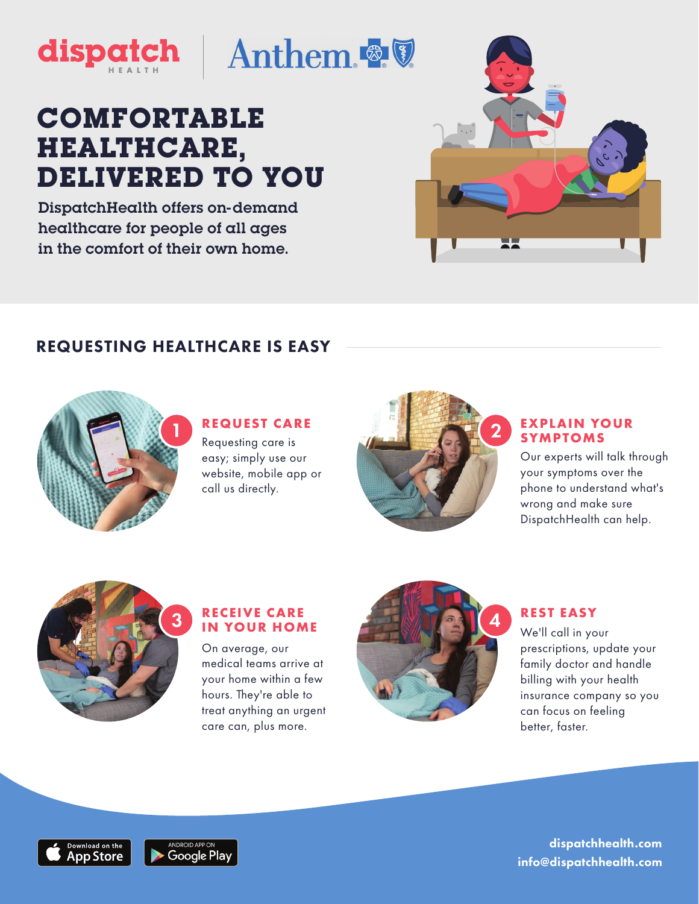dispatch HEALTH | Anthem

# COMFORTABLE HEALTHCARE, DELIVERED TO YOU

DispatchHealth offers on-demand healthcare for people of all ages in the comfort of their own home.

## REQUESTING HEALTHCARE IS EASY

### 1 REQUEST CARE

Requesting care is easy; simply use our website, mobile app or call us directly.

### 2 EXPLAIN YOUR SYMPTOMS

Our experts will talk through your symptoms over the phone to understand what's wrong and make sure DispatchHealth can help.

### 3 RECEIVE CARE IN YOUR HOME

On average, our medical teams arrive at your home within a few hours. They're able to treat anything an urgent care can, plus more.

### 4 REST EASY

We'll call in your prescriptions, update your family doctor and handle billing with your health insurance company so you can focus on feeling better, faster.

Download on the App Store | ANDROID APP ON Google Play

**dispatchhealth.com**
**info@dispatchhealth.com**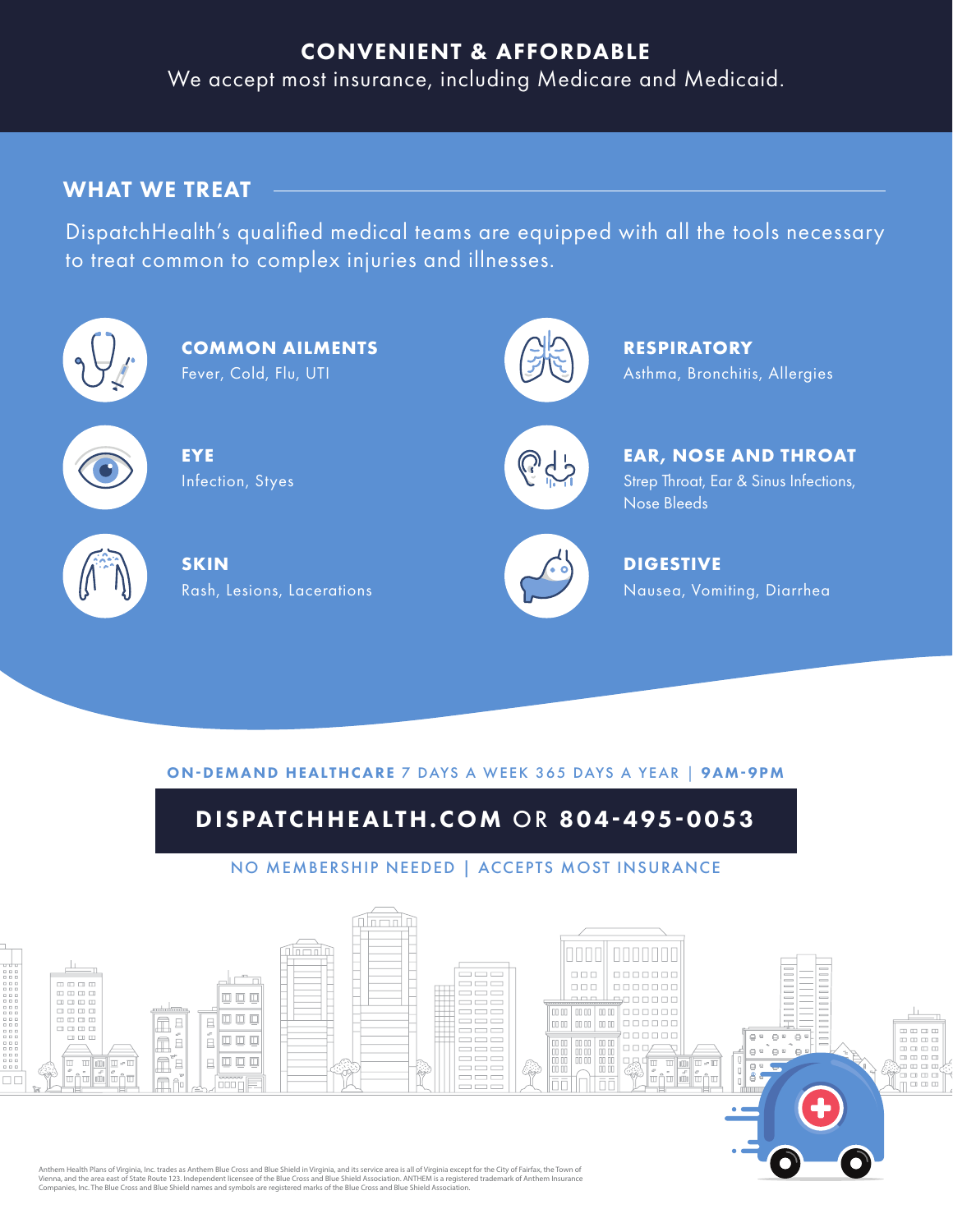## CONVENIENT & AFFORDABLE

We accept most insurance, including Medicare and Medicaid.

## WHAT WE TREAT

DispatchHealth's qualified medical teams are equipped with all the tools necessary to treat common to complex injuries and illnesses.

**COMMON AILMENTS**
Fever, Cold, Flu, UTI

**RESPIRATORY**
Asthma, Bronchitis, Allergies

**EYE**
Infection, Styes

**EAR, NOSE AND THROAT**
Strep Throat, Ear & Sinus Infections, Nose Bleeds

**SKIN**
Rash, Lesions, Lacerations

**DIGESTIVE**
Nausea, Vomiting, Diarrhea

**ON-DEMAND HEALTHCARE** 7 DAYS A WEEK 365 DAYS A YEAR | **9AM-9PM**

**DISPATCHHEALTH.COM** OR **804-495-0053**

NO MEMBERSHIP NEEDED | ACCEPTS MOST INSURANCE

Anthem Health Plans of Virginia, Inc. trades as Anthem Blue Cross and Blue Shield in Virginia, and its service area is all of Virginia except for the City of Fairfax, the Town of Vienna, and the area east of State Route 123. Independent licensee of the Blue Cross and Blue Shield Association. ANTHEM is a registered trademark of Anthem Insurance Companies, Inc. The Blue Cross and Blue Shield names and symbols are registered marks of the Blue Cross and Blue Shield Association.